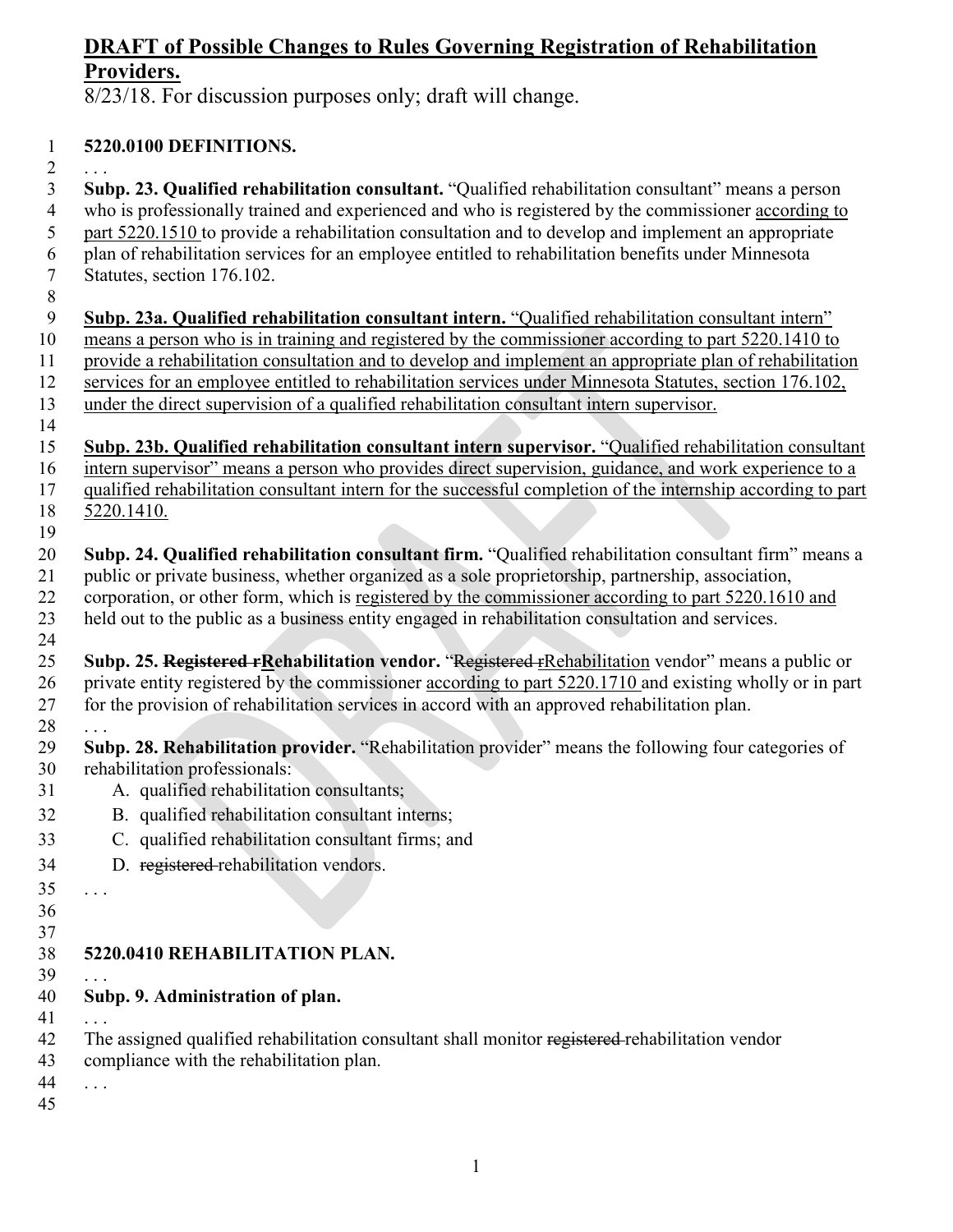**DRAFT of Possible Changes to Rules Governing Registration of Rehabilitation Providers.**

8/23/18. For discussion purposes only; draft will change.

**5220.0100 DEFINITIONS.**

. . .

**Subp. 23. Qualified rehabilitation consultant.** "Qualified rehabilitation consultant" means a person who is professionally trained and experienced and who is registered by the commissioner <u>according to part 5220.1510</u> to provide a rehabilitation consultation and to develop and implement an appropriate plan of rehabilitation services for an employee entitled to rehabilitation benefits under Minnesota Statutes, section 176.102.

<u>**Subp. 23a. Qualified rehabilitation consultant intern.** "Qualified rehabilitation consultant intern" means a person who is in training and registered by the commissioner according to part 5220.1410 to provide a rehabilitation consultation and to develop and implement an appropriate plan of rehabilitation services for an employee entitled to rehabilitation services under Minnesota Statutes, section 176.102, under the direct supervision of a qualified rehabilitation consultant intern supervisor.</u>

<u>**Subp. 23b. Qualified rehabilitation consultant intern supervisor.** "Qualified rehabilitation consultant intern supervisor" means a person who provides direct supervision, guidance, and work experience to a qualified rehabilitation consultant intern for the successful completion of the internship according to part 5220.1410.</u>

**Subp. 24. Qualified rehabilitation consultant firm.** "Qualified rehabilitation consultant firm" means a public or private business, whether organized as a sole proprietorship, partnership, association, corporation, or other form, which is <u>registered by the commissioner according to part 5220.1610 and</u> held out to the public as a business entity engaged in rehabilitation consultation and services.

**Subp. 25. ~~Registered r~~<u>R</u>ehabilitation vendor.** "~~Registered r~~<u>R</u>ehabilitation vendor" means a public or private entity registered by the commissioner <u>according to part 5220.1710</u> and existing wholly or in part for the provision of rehabilitation services in accord with an approved rehabilitation plan.

. . .

**Subp. 28. Rehabilitation provider.** "Rehabilitation provider" means the following four categories of rehabilitation professionals:

A. qualified rehabilitation consultants;

B. qualified rehabilitation consultant interns;

C. qualified rehabilitation consultant firms; and

D. ~~registered~~ rehabilitation vendors.

. . .

**5220.0410 REHABILITATION PLAN.**

. . .

**Subp. 9. Administration of plan.**

. . .

The assigned qualified rehabilitation consultant shall monitor ~~registered~~ rehabilitation vendor compliance with the rehabilitation plan.

. . .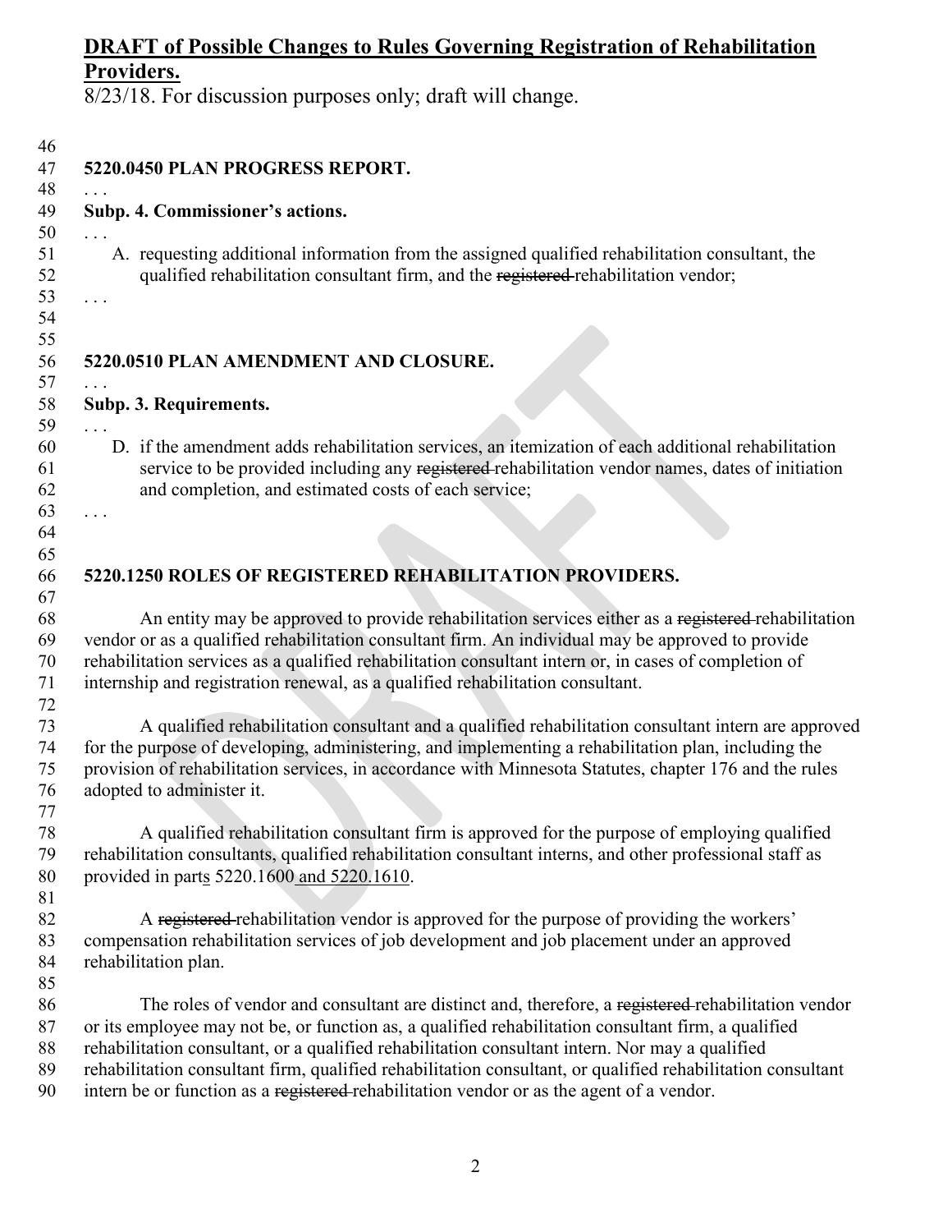## DRAFT of Possible Changes to Rules Governing Registration of Rehabilitation Providers.

8/23/18. For discussion purposes only; draft will change.

46

47 **5220.0450 PLAN PROGRESS REPORT.**

48 . . .

49 **Subp. 4. Commissioner's actions.**

50 . . .

51 A. requesting additional information from the assigned qualified rehabilitation consultant, the
52 qualified rehabilitation consultant firm, and the ~~registered~~ rehabilitation vendor;

53 . . .

54

55

56 **5220.0510 PLAN AMENDMENT AND CLOSURE.**

57 . . .

58 **Subp. 3. Requirements.**

59 . . .

60 D. if the amendment adds rehabilitation services, an itemization of each additional rehabilitation
61 service to be provided including any ~~registered~~ rehabilitation vendor names, dates of initiation
62 and completion, and estimated costs of each service;

63 . . .

64

65

66 **5220.1250 ROLES OF REGISTERED REHABILITATION PROVIDERS.**

67

68 An entity may be approved to provide rehabilitation services either as a ~~registered~~ rehabilitation
69 vendor or as a qualified rehabilitation consultant firm. An individual may be approved to provide
70 rehabilitation services as a qualified rehabilitation consultant intern or, in cases of completion of
71 internship and registration renewal, as a qualified rehabilitation consultant.

72

73 A qualified rehabilitation consultant and a qualified rehabilitation consultant intern are approved
74 for the purpose of developing, administering, and implementing a rehabilitation plan, including the
75 provision of rehabilitation services, in accordance with Minnesota Statutes, chapter 176 and the rules
76 adopted to administer it.

77

78 A qualified rehabilitation consultant firm is approved for the purpose of employing qualified
79 rehabilitation consultants, qualified rehabilitation consultant interns, and other professional staff as
80 provided in part<u>s</u> 5220.1600<u> and 5220.1610</u>.

81

82 A ~~registered~~ rehabilitation vendor is approved for the purpose of providing the workers'
83 compensation rehabilitation services of job development and job placement under an approved
84 rehabilitation plan.

85

86 The roles of vendor and consultant are distinct and, therefore, a ~~registered~~ rehabilitation vendor
87 or its employee may not be, or function as, a qualified rehabilitation consultant firm, a qualified
88 rehabilitation consultant, or a qualified rehabilitation consultant intern. Nor may a qualified
89 rehabilitation consultant firm, qualified rehabilitation consultant, or qualified rehabilitation consultant
90 intern be or function as a ~~registered~~ rehabilitation vendor or as the agent of a vendor.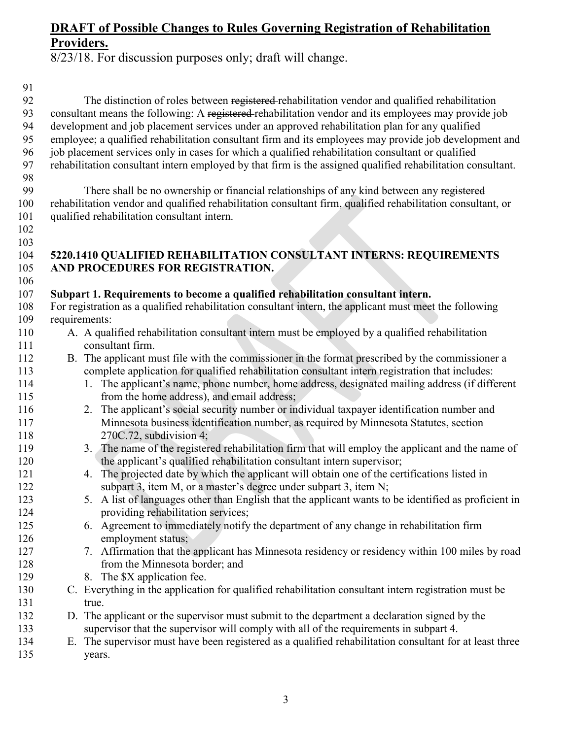## DRAFT of Possible Changes to Rules Governing Registration of Rehabilitation Providers.

8/23/18. For discussion purposes only; draft will change.

The distinction of roles between ~~registered~~ rehabilitation vendor and qualified rehabilitation consultant means the following: A ~~registered~~ rehabilitation vendor and its employees may provide job development and job placement services under an approved rehabilitation plan for any qualified employee; a qualified rehabilitation consultant firm and its employees may provide job development and job placement services only in cases for which a qualified rehabilitation consultant or qualified rehabilitation consultant intern employed by that firm is the assigned qualified rehabilitation consultant.

There shall be no ownership or financial relationships of any kind between any ~~registered~~ rehabilitation vendor and qualified rehabilitation consultant firm, qualified rehabilitation consultant, or qualified rehabilitation consultant intern.

### 5220.1410 QUALIFIED REHABILITATION CONSULTANT INTERNS: REQUIREMENTS AND PROCEDURES FOR REGISTRATION.

**Subpart 1. Requirements to become a qualified rehabilitation consultant intern.**
For registration as a qualified rehabilitation consultant intern, the applicant must meet the following requirements:

A. A qualified rehabilitation consultant intern must be employed by a qualified rehabilitation consultant firm.

B. The applicant must file with the commissioner in the format prescribed by the commissioner a complete application for qualified rehabilitation consultant intern registration that includes:

1. The applicant's name, phone number, home address, designated mailing address (if different from the home address), and email address;
2. The applicant's social security number or individual taxpayer identification number and Minnesota business identification number, as required by Minnesota Statutes, section 270C.72, subdivision 4;
3. The name of the registered rehabilitation firm that will employ the applicant and the name of the applicant's qualified rehabilitation consultant intern supervisor;
4. The projected date by which the applicant will obtain one of the certifications listed in subpart 3, item M, or a master's degree under subpart 3, item N;
5. A list of languages other than English that the applicant wants to be identified as proficient in providing rehabilitation services;
6. Agreement to immediately notify the department of any change in rehabilitation firm employment status;
7. Affirmation that the applicant has Minnesota residency or residency within 100 miles by road from the Minnesota border; and
8. The $X application fee.

C. Everything in the application for qualified rehabilitation consultant intern registration must be true.

D. The applicant or the supervisor must submit to the department a declaration signed by the supervisor that the supervisor will comply with all of the requirements in subpart 4.

E. The supervisor must have been registered as a qualified rehabilitation consultant for at least three years.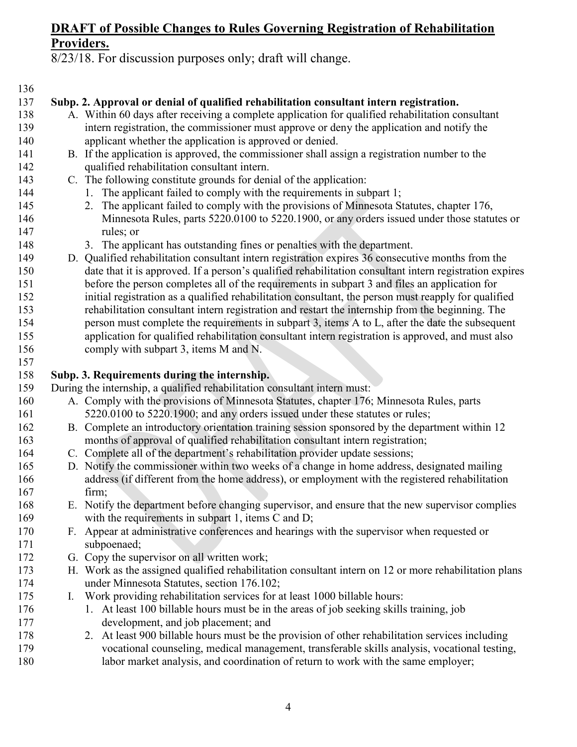**DRAFT of Possible Changes to Rules Governing Registration of Rehabilitation Providers.**

8/23/18. For discussion purposes only; draft will change.

**Subp. 2. Approval or denial of qualified rehabilitation consultant intern registration.**

A. Within 60 days after receiving a complete application for qualified rehabilitation consultant intern registration, the commissioner must approve or deny the application and notify the applicant whether the application is approved or denied.

B. If the application is approved, the commissioner shall assign a registration number to the qualified rehabilitation consultant intern.

C. The following constitute grounds for denial of the application:

1. The applicant failed to comply with the requirements in subpart 1;
2. The applicant failed to comply with the provisions of Minnesota Statutes, chapter 176, Minnesota Rules, parts 5220.0100 to 5220.1900, or any orders issued under those statutes or rules; or
3. The applicant has outstanding fines or penalties with the department.

D. Qualified rehabilitation consultant intern registration expires 36 consecutive months from the date that it is approved. If a person's qualified rehabilitation consultant intern registration expires before the person completes all of the requirements in subpart 3 and files an application for initial registration as a qualified rehabilitation consultant, the person must reapply for qualified rehabilitation consultant intern registration and restart the internship from the beginning. The person must complete the requirements in subpart 3, items A to L, after the date the subsequent application for qualified rehabilitation consultant intern registration is approved, and must also comply with subpart 3, items M and N.

**Subp. 3. Requirements during the internship.**

During the internship, a qualified rehabilitation consultant intern must:

A. Comply with the provisions of Minnesota Statutes, chapter 176; Minnesota Rules, parts 5220.0100 to 5220.1900; and any orders issued under these statutes or rules;

B. Complete an introductory orientation training session sponsored by the department within 12 months of approval of qualified rehabilitation consultant intern registration;

C. Complete all of the department's rehabilitation provider update sessions;

D. Notify the commissioner within two weeks of a change in home address, designated mailing address (if different from the home address), or employment with the registered rehabilitation firm;

E. Notify the department before changing supervisor, and ensure that the new supervisor complies with the requirements in subpart 1, items C and D;

F. Appear at administrative conferences and hearings with the supervisor when requested or subpoenaed;

G. Copy the supervisor on all written work;

H. Work as the assigned qualified rehabilitation consultant intern on 12 or more rehabilitation plans under Minnesota Statutes, section 176.102;

I. Work providing rehabilitation services for at least 1000 billable hours:

1. At least 100 billable hours must be in the areas of job seeking skills training, job development, and job placement; and
2. At least 900 billable hours must be the provision of other rehabilitation services including vocational counseling, medical management, transferable skills analysis, vocational testing, labor market analysis, and coordination of return to work with the same employer;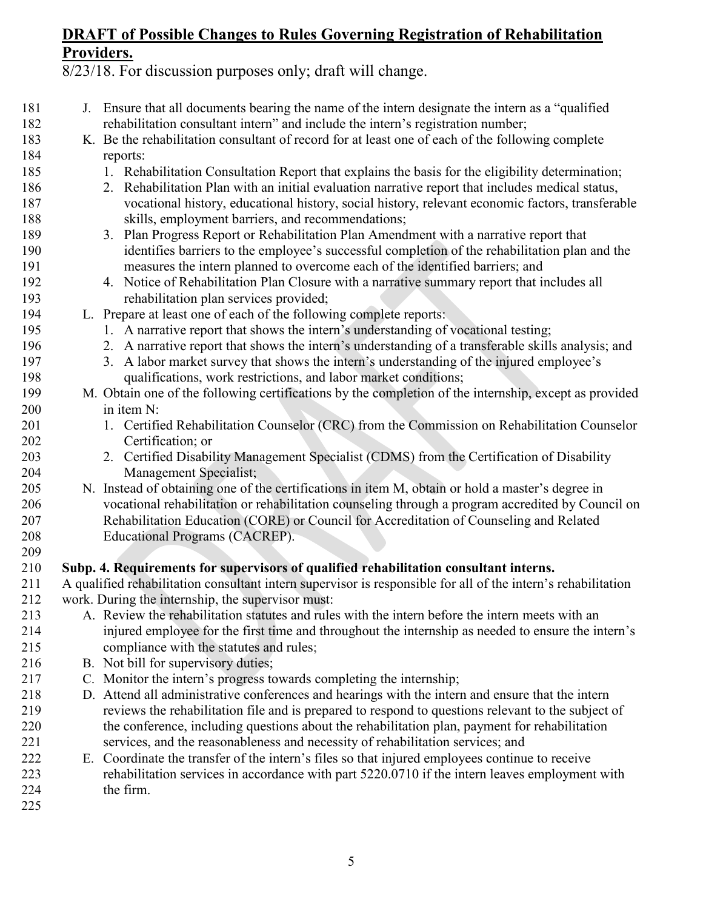**DRAFT of Possible Changes to Rules Governing Registration of Rehabilitation Providers.**

8/23/18. For discussion purposes only; draft will change.

J. Ensure that all documents bearing the name of the intern designate the intern as a "qualified rehabilitation consultant intern" and include the intern's registration number;

K. Be the rehabilitation consultant of record for at least one of each of the following complete reports:

1. Rehabilitation Consultation Report that explains the basis for the eligibility determination;
2. Rehabilitation Plan with an initial evaluation narrative report that includes medical status, vocational history, educational history, social history, relevant economic factors, transferable skills, employment barriers, and recommendations;
3. Plan Progress Report or Rehabilitation Plan Amendment with a narrative report that identifies barriers to the employee's successful completion of the rehabilitation plan and the measures the intern planned to overcome each of the identified barriers; and
4. Notice of Rehabilitation Plan Closure with a narrative summary report that includes all rehabilitation plan services provided;

L. Prepare at least one of each of the following complete reports:

1. A narrative report that shows the intern's understanding of vocational testing;
2. A narrative report that shows the intern's understanding of a transferable skills analysis; and
3. A labor market survey that shows the intern's understanding of the injured employee's qualifications, work restrictions, and labor market conditions;

M. Obtain one of the following certifications by the completion of the internship, except as provided in item N:

1. Certified Rehabilitation Counselor (CRC) from the Commission on Rehabilitation Counselor Certification; or
2. Certified Disability Management Specialist (CDMS) from the Certification of Disability Management Specialist;

N. Instead of obtaining one of the certifications in item M, obtain or hold a master's degree in vocational rehabilitation or rehabilitation counseling through a program accredited by Council on Rehabilitation Education (CORE) or Council for Accreditation of Counseling and Related Educational Programs (CACREP).

**Subp. 4. Requirements for supervisors of qualified rehabilitation consultant interns.**

A qualified rehabilitation consultant intern supervisor is responsible for all of the intern's rehabilitation work. During the internship, the supervisor must:

A. Review the rehabilitation statutes and rules with the intern before the intern meets with an injured employee for the first time and throughout the internship as needed to ensure the intern's compliance with the statutes and rules;

B. Not bill for supervisory duties;

C. Monitor the intern's progress towards completing the internship;

D. Attend all administrative conferences and hearings with the intern and ensure that the intern reviews the rehabilitation file and is prepared to respond to questions relevant to the subject of the conference, including questions about the rehabilitation plan, payment for rehabilitation services, and the reasonableness and necessity of rehabilitation services; and

E. Coordinate the transfer of the intern's files so that injured employees continue to receive rehabilitation services in accordance with part 5220.0710 if the intern leaves employment with the firm.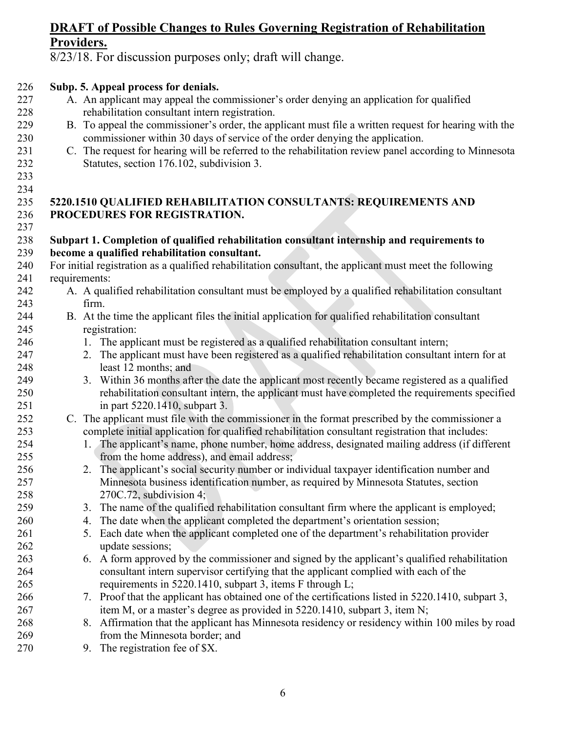**DRAFT of Possible Changes to Rules Governing Registration of Rehabilitation Providers.**

8/23/18. For discussion purposes only; draft will change.

**Subp. 5. Appeal process for denials.**

A. An applicant may appeal the commissioner's order denying an application for qualified rehabilitation consultant intern registration.

B. To appeal the commissioner's order, the applicant must file a written request for hearing with the commissioner within 30 days of service of the order denying the application.

C. The request for hearing will be referred to the rehabilitation review panel according to Minnesota Statutes, section 176.102, subdivision 3.

**5220.1510 QUALIFIED REHABILITATION CONSULTANTS: REQUIREMENTS AND PROCEDURES FOR REGISTRATION.**

**Subpart 1. Completion of qualified rehabilitation consultant internship and requirements to become a qualified rehabilitation consultant.**

For initial registration as a qualified rehabilitation consultant, the applicant must meet the following requirements:

A. A qualified rehabilitation consultant must be employed by a qualified rehabilitation consultant firm.

B. At the time the applicant files the initial application for qualified rehabilitation consultant registration:

1. The applicant must be registered as a qualified rehabilitation consultant intern;
2. The applicant must have been registered as a qualified rehabilitation consultant intern for at least 12 months; and
3. Within 36 months after the date the applicant most recently became registered as a qualified rehabilitation consultant intern, the applicant must have completed the requirements specified in part 5220.1410, subpart 3.

C. The applicant must file with the commissioner in the format prescribed by the commissioner a complete initial application for qualified rehabilitation consultant registration that includes:

1. The applicant's name, phone number, home address, designated mailing address (if different from the home address), and email address;
2. The applicant's social security number or individual taxpayer identification number and Minnesota business identification number, as required by Minnesota Statutes, section 270C.72, subdivision 4;
3. The name of the qualified rehabilitation consultant firm where the applicant is employed;
4. The date when the applicant completed the department's orientation session;
5. Each date when the applicant completed one of the department's rehabilitation provider update sessions;
6. A form approved by the commissioner and signed by the applicant's qualified rehabilitation consultant intern supervisor certifying that the applicant complied with each of the requirements in 5220.1410, subpart 3, items F through L;
7. Proof that the applicant has obtained one of the certifications listed in 5220.1410, subpart 3, item M, or a master's degree as provided in 5220.1410, subpart 3, item N;
8. Affirmation that the applicant has Minnesota residency or residency within 100 miles by road from the Minnesota border; and
9. The registration fee of $X.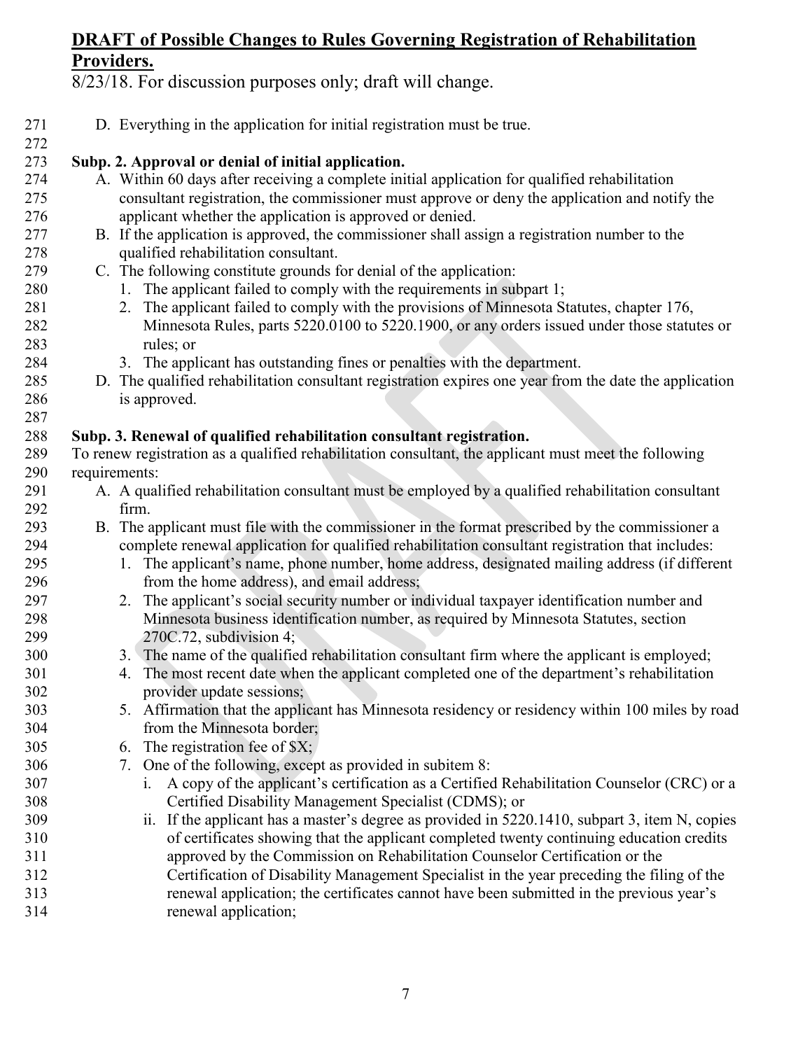**DRAFT of Possible Changes to Rules Governing Registration of Rehabilitation Providers.**

8/23/18. For discussion purposes only; draft will change.

D. Everything in the application for initial registration must be true.

**Subp. 2. Approval or denial of initial application.**

A. Within 60 days after receiving a complete initial application for qualified rehabilitation consultant registration, the commissioner must approve or deny the application and notify the applicant whether the application is approved or denied.

B. If the application is approved, the commissioner shall assign a registration number to the qualified rehabilitation consultant.

C. The following constitute grounds for denial of the application:

1. The applicant failed to comply with the requirements in subpart 1;
2. The applicant failed to comply with the provisions of Minnesota Statutes, chapter 176, Minnesota Rules, parts 5220.0100 to 5220.1900, or any orders issued under those statutes or rules; or
3. The applicant has outstanding fines or penalties with the department.

D. The qualified rehabilitation consultant registration expires one year from the date the application is approved.

**Subp. 3. Renewal of qualified rehabilitation consultant registration.**

To renew registration as a qualified rehabilitation consultant, the applicant must meet the following requirements:

A. A qualified rehabilitation consultant must be employed by a qualified rehabilitation consultant firm.

B. The applicant must file with the commissioner in the format prescribed by the commissioner a complete renewal application for qualified rehabilitation consultant registration that includes:

1. The applicant's name, phone number, home address, designated mailing address (if different from the home address), and email address;
2. The applicant's social security number or individual taxpayer identification number and Minnesota business identification number, as required by Minnesota Statutes, section 270C.72, subdivision 4;
3. The name of the qualified rehabilitation consultant firm where the applicant is employed;
4. The most recent date when the applicant completed one of the department's rehabilitation provider update sessions;
5. Affirmation that the applicant has Minnesota residency or residency within 100 miles by road from the Minnesota border;
6. The registration fee of $X;
7. One of the following, except as provided in subitem 8:
   i. A copy of the applicant's certification as a Certified Rehabilitation Counselor (CRC) or a Certified Disability Management Specialist (CDMS); or
   ii. If the applicant has a master's degree as provided in 5220.1410, subpart 3, item N, copies of certificates showing that the applicant completed twenty continuing education credits approved by the Commission on Rehabilitation Counselor Certification or the Certification of Disability Management Specialist in the year preceding the filing of the renewal application; the certificates cannot have been submitted in the previous year's renewal application;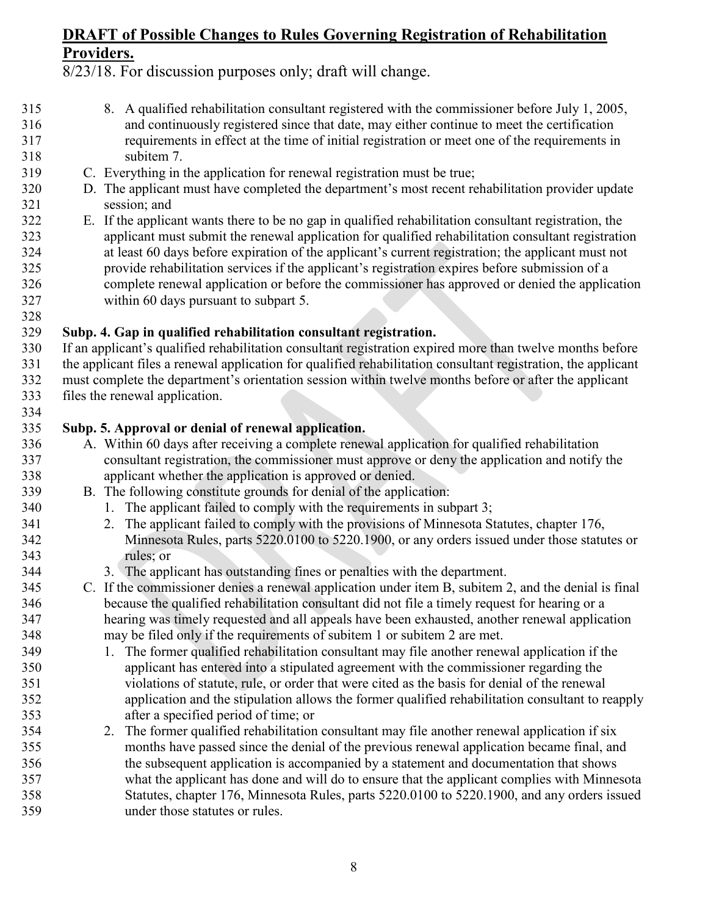## DRAFT of Possible Changes to Rules Governing Registration of Rehabilitation Providers.

8/23/18. For discussion purposes only; draft will change.

8. A qualified rehabilitation consultant registered with the commissioner before July 1, 2005, and continuously registered since that date, may either continue to meet the certification requirements in effect at the time of initial registration or meet one of the requirements in subitem 7.

C. Everything in the application for renewal registration must be true;

D. The applicant must have completed the department's most recent rehabilitation provider update session; and

E. If the applicant wants there to be no gap in qualified rehabilitation consultant registration, the applicant must submit the renewal application for qualified rehabilitation consultant registration at least 60 days before expiration of the applicant's current registration; the applicant must not provide rehabilitation services if the applicant's registration expires before submission of a complete renewal application or before the commissioner has approved or denied the application within 60 days pursuant to subpart 5.

**Subp. 4. Gap in qualified rehabilitation consultant registration.**

If an applicant's qualified rehabilitation consultant registration expired more than twelve months before the applicant files a renewal application for qualified rehabilitation consultant registration, the applicant must complete the department's orientation session within twelve months before or after the applicant files the renewal application.

**Subp. 5. Approval or denial of renewal application.**

A. Within 60 days after receiving a complete renewal application for qualified rehabilitation consultant registration, the commissioner must approve or deny the application and notify the applicant whether the application is approved or denied.

B. The following constitute grounds for denial of the application:
   1. The applicant failed to comply with the requirements in subpart 3;
   2. The applicant failed to comply with the provisions of Minnesota Statutes, chapter 176, Minnesota Rules, parts 5220.0100 to 5220.1900, or any orders issued under those statutes or rules; or
   3. The applicant has outstanding fines or penalties with the department.

C. If the commissioner denies a renewal application under item B, subitem 2, and the denial is final because the qualified rehabilitation consultant did not file a timely request for hearing or a hearing was timely requested and all appeals have been exhausted, another renewal application may be filed only if the requirements of subitem 1 or subitem 2 are met.
   1. The former qualified rehabilitation consultant may file another renewal application if the applicant has entered into a stipulated agreement with the commissioner regarding the violations of statute, rule, or order that were cited as the basis for denial of the renewal application and the stipulation allows the former qualified rehabilitation consultant to reapply after a specified period of time; or
   2. The former qualified rehabilitation consultant may file another renewal application if six months have passed since the denial of the previous renewal application became final, and the subsequent application is accompanied by a statement and documentation that shows what the applicant has done and will do to ensure that the applicant complies with Minnesota Statutes, chapter 176, Minnesota Rules, parts 5220.0100 to 5220.1900, and any orders issued under those statutes or rules.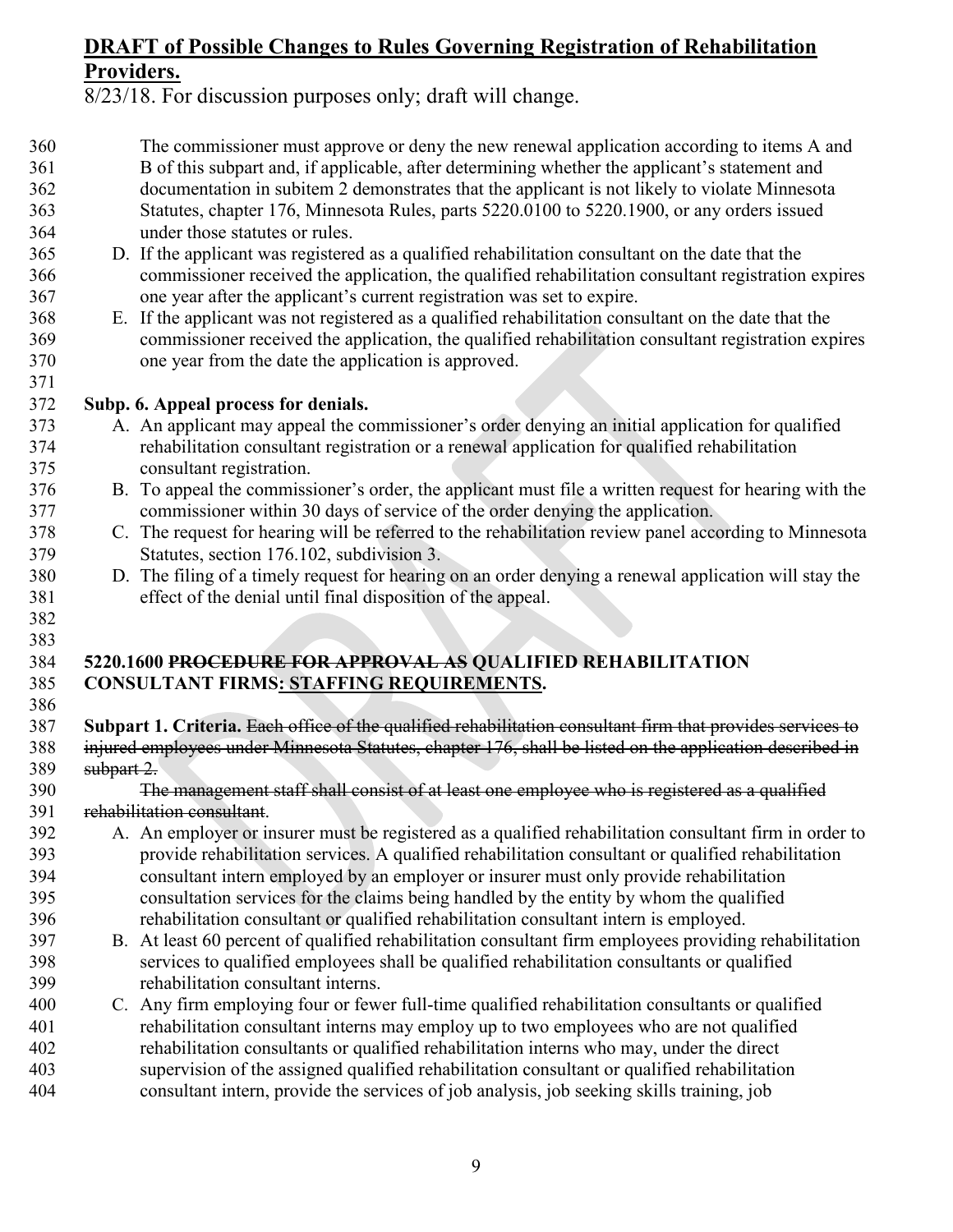**DRAFT of Possible Changes to Rules Governing Registration of Rehabilitation Providers.**

8/23/18. For discussion purposes only; draft will change.

The commissioner must approve or deny the new renewal application according to items A and B of this subpart and, if applicable, after determining whether the applicant's statement and documentation in subitem 2 demonstrates that the applicant is not likely to violate Minnesota Statutes, chapter 176, Minnesota Rules, parts 5220.0100 to 5220.1900, or any orders issued under those statutes or rules.

D. If the applicant was registered as a qualified rehabilitation consultant on the date that the commissioner received the application, the qualified rehabilitation consultant registration expires one year after the applicant's current registration was set to expire.

E. If the applicant was not registered as a qualified rehabilitation consultant on the date that the commissioner received the application, the qualified rehabilitation consultant registration expires one year from the date the application is approved.

**Subp. 6. Appeal process for denials.**

A. An applicant may appeal the commissioner's order denying an initial application for qualified rehabilitation consultant registration or a renewal application for qualified rehabilitation consultant registration.

B. To appeal the commissioner's order, the applicant must file a written request for hearing with the commissioner within 30 days of service of the order denying the application.

C. The request for hearing will be referred to the rehabilitation review panel according to Minnesota Statutes, section 176.102, subdivision 3.

D. The filing of a timely request for hearing on an order denying a renewal application will stay the effect of the denial until final disposition of the appeal.

**5220.1600 ~~PROCEDURE FOR APPROVAL AS~~ QUALIFIED REHABILITATION CONSULTANT FIRMS: STAFFING REQUIREMENTS.**

**Subpart 1. Criteria.** ~~Each office of the qualified rehabilitation consultant firm that provides services to injured employees under Minnesota Statutes, chapter 176, shall be listed on the application described in subpart 2.~~

~~The management staff shall consist of at least one employee who is registered as a qualified rehabilitation consultant.~~

A. An employer or insurer must be registered as a qualified rehabilitation consultant firm in order to provide rehabilitation services. A qualified rehabilitation consultant or qualified rehabilitation consultant intern employed by an employer or insurer must only provide rehabilitation consultation services for the claims being handled by the entity by whom the qualified rehabilitation consultant or qualified rehabilitation consultant intern is employed.

B. At least 60 percent of qualified rehabilitation consultant firm employees providing rehabilitation services to qualified employees shall be qualified rehabilitation consultants or qualified rehabilitation consultant interns.

C. Any firm employing four or fewer full-time qualified rehabilitation consultants or qualified rehabilitation consultant interns may employ up to two employees who are not qualified rehabilitation consultants or qualified rehabilitation interns who may, under the direct supervision of the assigned qualified rehabilitation consultant or qualified rehabilitation consultant intern, provide the services of job analysis, job seeking skills training, job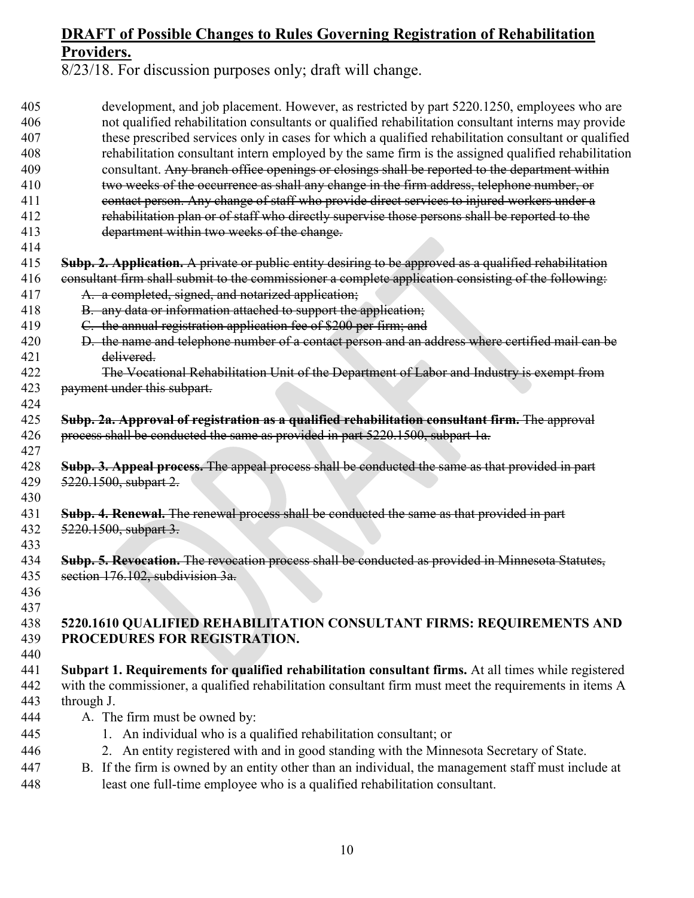development, and job placement. However, as restricted by part 5220.1250, employees who are not qualified rehabilitation consultants or qualified rehabilitation consultant interns may provide these prescribed services only in cases for which a qualified rehabilitation consultant or qualified rehabilitation consultant intern employed by the same firm is the assigned qualified rehabilitation consultant. ~~Any branch office openings or closings shall be reported to the department within two weeks of the occurrence as shall any change in the firm address, telephone number, or contact person. Any change of staff who provide direct services to injured workers under a rehabilitation plan or of staff who directly supervise those persons shall be reported to the department within two weeks of the change.~~

~~**Subp. 2. Application.** A private or public entity desiring to be approved as a qualified rehabilitation consultant firm shall submit to the commissioner a complete application consisting of the following:~~

~~A. a completed, signed, and notarized application;~~

~~B. any data or information attached to support the application;~~

~~C. the annual registration application fee of $200 per firm; and~~

~~D. the name and telephone number of a contact person and an address where certified mail can be delivered.~~

~~The Vocational Rehabilitation Unit of the Department of Labor and Industry is exempt from payment under this subpart.~~

~~**Subp. 2a. Approval of registration as a qualified rehabilitation consultant firm.** The approval process shall be conducted the same as provided in part 5220.1500, subpart 1a.~~

~~**Subp. 3. Appeal process.** The appeal process shall be conducted the same as that provided in part 5220.1500, subpart 2.~~

~~**Subp. 4. Renewal.** The renewal process shall be conducted the same as that provided in part 5220.1500, subpart 3.~~

~~**Subp. 5. Revocation.** The revocation process shall be conducted as provided in Minnesota Statutes, section 176.102, subdivision 3a.~~

**5220.1610 QUALIFIED REHABILITATION CONSULTANT FIRMS: REQUIREMENTS AND PROCEDURES FOR REGISTRATION.**

**Subpart 1. Requirements for qualified rehabilitation consultant firms.** At all times while registered with the commissioner, a qualified rehabilitation consultant firm must meet the requirements in items A through J.

A. The firm must be owned by:

1. An individual who is a qualified rehabilitation consultant; or
2. An entity registered with and in good standing with the Minnesota Secretary of State.

B. If the firm is owned by an entity other than an individual, the management staff must include at least one full-time employee who is a qualified rehabilitation consultant.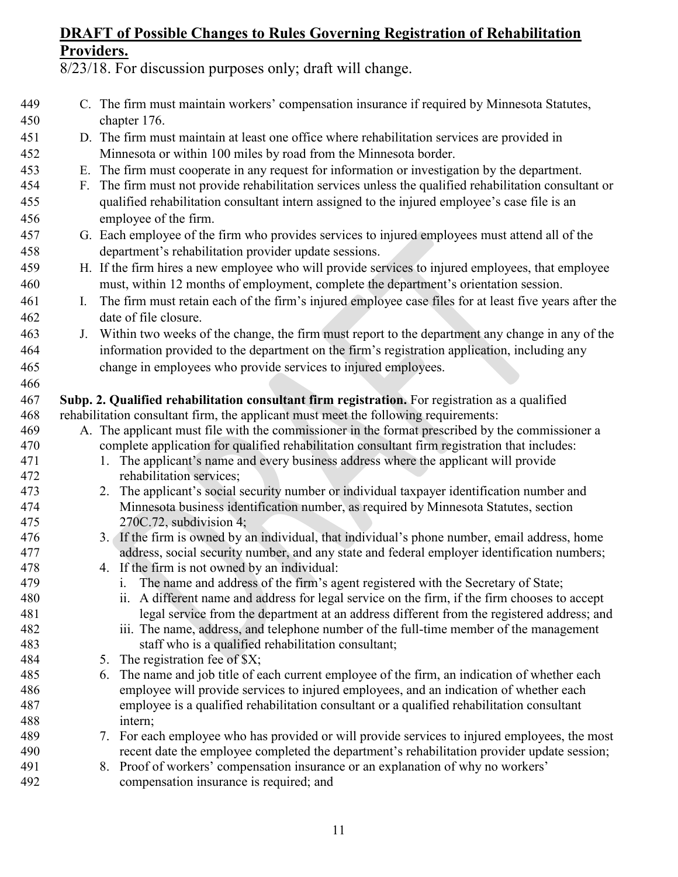**DRAFT of Possible Changes to Rules Governing Registration of Rehabilitation Providers.**

8/23/18. For discussion purposes only; draft will change.

C. The firm must maintain workers' compensation insurance if required by Minnesota Statutes, chapter 176.

D. The firm must maintain at least one office where rehabilitation services are provided in Minnesota or within 100 miles by road from the Minnesota border.

E. The firm must cooperate in any request for information or investigation by the department.

F. The firm must not provide rehabilitation services unless the qualified rehabilitation consultant or qualified rehabilitation consultant intern assigned to the injured employee's case file is an employee of the firm.

G. Each employee of the firm who provides services to injured employees must attend all of the department's rehabilitation provider update sessions.

H. If the firm hires a new employee who will provide services to injured employees, that employee must, within 12 months of employment, complete the department's orientation session.

I. The firm must retain each of the firm's injured employee case files for at least five years after the date of file closure.

J. Within two weeks of the change, the firm must report to the department any change in any of the information provided to the department on the firm's registration application, including any change in employees who provide services to injured employees.

**Subp. 2. Qualified rehabilitation consultant firm registration.** For registration as a qualified rehabilitation consultant firm, the applicant must meet the following requirements:

A. The applicant must file with the commissioner in the format prescribed by the commissioner a complete application for qualified rehabilitation consultant firm registration that includes:

1. The applicant's name and every business address where the applicant will provide rehabilitation services;
2. The applicant's social security number or individual taxpayer identification number and Minnesota business identification number, as required by Minnesota Statutes, section 270C.72, subdivision 4;
3. If the firm is owned by an individual, that individual's phone number, email address, home address, social security number, and any state and federal employer identification numbers;
4. If the firm is not owned by an individual:
   i. The name and address of the firm's agent registered with the Secretary of State;
   ii. A different name and address for legal service on the firm, if the firm chooses to accept legal service from the department at an address different from the registered address; and
   iii. The name, address, and telephone number of the full-time member of the management staff who is a qualified rehabilitation consultant;
5. The registration fee of $X;
6. The name and job title of each current employee of the firm, an indication of whether each employee will provide services to injured employees, and an indication of whether each employee is a qualified rehabilitation consultant or a qualified rehabilitation consultant intern;
7. For each employee who has provided or will provide services to injured employees, the most recent date the employee completed the department's rehabilitation provider update session;
8. Proof of workers' compensation insurance or an explanation of why no workers' compensation insurance is required; and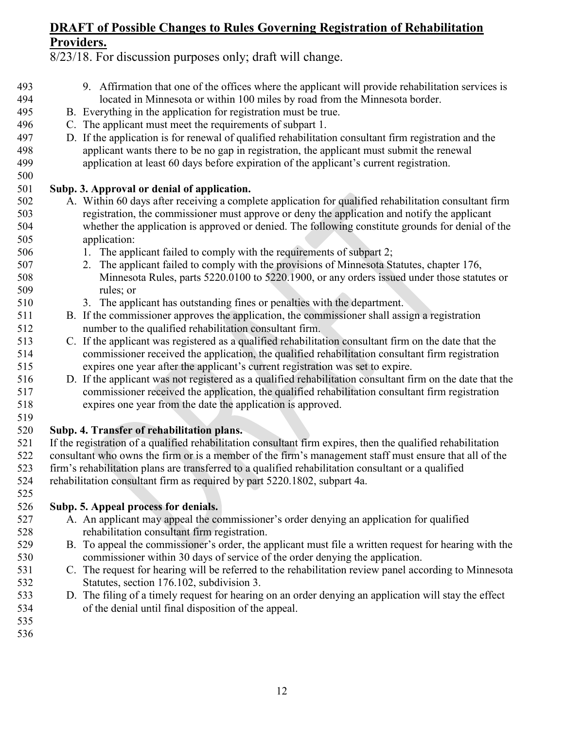9. Affirmation that one of the offices where the applicant will provide rehabilitation services is located in Minnesota or within 100 miles by road from the Minnesota border.

B. Everything in the application for registration must be true.

C. The applicant must meet the requirements of subpart 1.

D. If the application is for renewal of qualified rehabilitation consultant firm registration and the applicant wants there to be no gap in registration, the applicant must submit the renewal application at least 60 days before expiration of the applicant's current registration.

**Subp. 3. Approval or denial of application.**

A. Within 60 days after receiving a complete application for qualified rehabilitation consultant firm registration, the commissioner must approve or deny the application and notify the applicant whether the application is approved or denied. The following constitute grounds for denial of the application:

1. The applicant failed to comply with the requirements of subpart 2;
2. The applicant failed to comply with the provisions of Minnesota Statutes, chapter 176, Minnesota Rules, parts 5220.0100 to 5220.1900, or any orders issued under those statutes or rules; or
3. The applicant has outstanding fines or penalties with the department.

B. If the commissioner approves the application, the commissioner shall assign a registration number to the qualified rehabilitation consultant firm.

C. If the applicant was registered as a qualified rehabilitation consultant firm on the date that the commissioner received the application, the qualified rehabilitation consultant firm registration expires one year after the applicant's current registration was set to expire.

D. If the applicant was not registered as a qualified rehabilitation consultant firm on the date that the commissioner received the application, the qualified rehabilitation consultant firm registration expires one year from the date the application is approved.

**Subp. 4. Transfer of rehabilitation plans.**

If the registration of a qualified rehabilitation consultant firm expires, then the qualified rehabilitation consultant who owns the firm or is a member of the firm's management staff must ensure that all of the firm's rehabilitation plans are transferred to a qualified rehabilitation consultant or a qualified rehabilitation consultant firm as required by part 5220.1802, subpart 4a.

**Subp. 5. Appeal process for denials.**

A. An applicant may appeal the commissioner's order denying an application for qualified rehabilitation consultant firm registration.

B. To appeal the commissioner's order, the applicant must file a written request for hearing with the commissioner within 30 days of service of the order denying the application.

C. The request for hearing will be referred to the rehabilitation review panel according to Minnesota Statutes, section 176.102, subdivision 3.

D. The filing of a timely request for hearing on an order denying an application will stay the effect of the denial until final disposition of the appeal.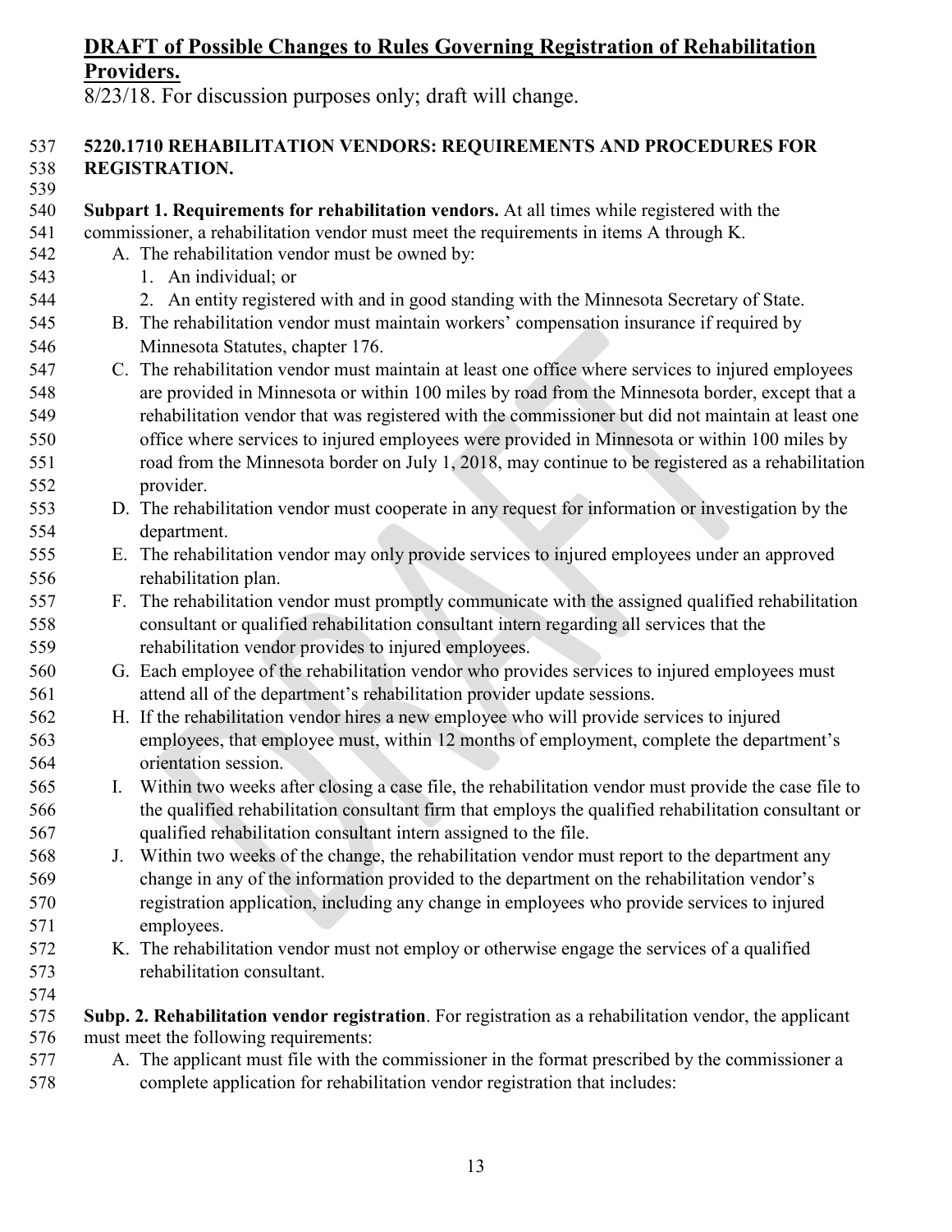**DRAFT of Possible Changes to Rules Governing Registration of Rehabilitation Providers.**

8/23/18. For discussion purposes only; draft will change.

**5220.1710 REHABILITATION VENDORS: REQUIREMENTS AND PROCEDURES FOR REGISTRATION.**

**Subpart 1. Requirements for rehabilitation vendors.** At all times while registered with the commissioner, a rehabilitation vendor must meet the requirements in items A through K.

A. The rehabilitation vendor must be owned by:
   1. An individual; or
   2. An entity registered with and in good standing with the Minnesota Secretary of State.

B. The rehabilitation vendor must maintain workers' compensation insurance if required by Minnesota Statutes, chapter 176.

C. The rehabilitation vendor must maintain at least one office where services to injured employees are provided in Minnesota or within 100 miles by road from the Minnesota border, except that a rehabilitation vendor that was registered with the commissioner but did not maintain at least one office where services to injured employees were provided in Minnesota or within 100 miles by road from the Minnesota border on July 1, 2018, may continue to be registered as a rehabilitation provider.

D. The rehabilitation vendor must cooperate in any request for information or investigation by the department.

E. The rehabilitation vendor may only provide services to injured employees under an approved rehabilitation plan.

F. The rehabilitation vendor must promptly communicate with the assigned qualified rehabilitation consultant or qualified rehabilitation consultant intern regarding all services that the rehabilitation vendor provides to injured employees.

G. Each employee of the rehabilitation vendor who provides services to injured employees must attend all of the department's rehabilitation provider update sessions.

H. If the rehabilitation vendor hires a new employee who will provide services to injured employees, that employee must, within 12 months of employment, complete the department's orientation session.

I. Within two weeks after closing a case file, the rehabilitation vendor must provide the case file to the qualified rehabilitation consultant firm that employs the qualified rehabilitation consultant or qualified rehabilitation consultant intern assigned to the file.

J. Within two weeks of the change, the rehabilitation vendor must report to the department any change in any of the information provided to the department on the rehabilitation vendor's registration application, including any change in employees who provide services to injured employees.

K. The rehabilitation vendor must not employ or otherwise engage the services of a qualified rehabilitation consultant.

**Subp. 2. Rehabilitation vendor registration**. For registration as a rehabilitation vendor, the applicant must meet the following requirements:

A. The applicant must file with the commissioner in the format prescribed by the commissioner a complete application for rehabilitation vendor registration that includes: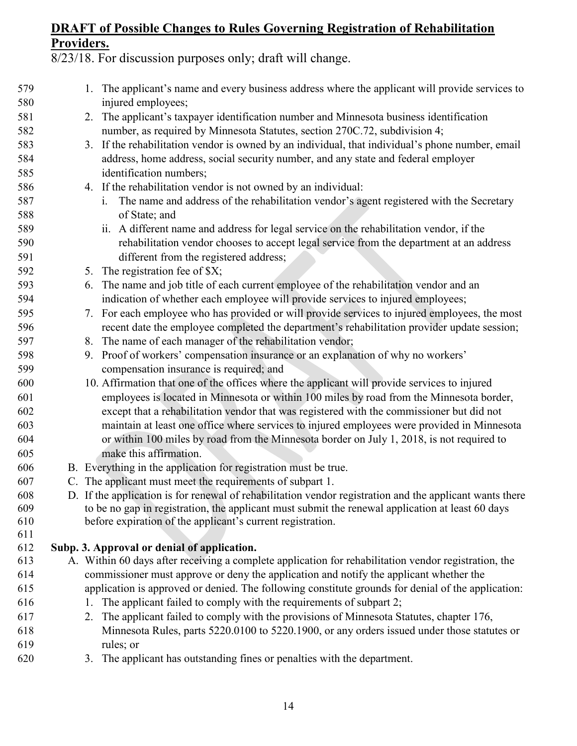**DRAFT of Possible Changes to Rules Governing Registration of Rehabilitation Providers.**

8/23/18. For discussion purposes only; draft will change.

1. The applicant's name and every business address where the applicant will provide services to injured employees;
2. The applicant's taxpayer identification number and Minnesota business identification number, as required by Minnesota Statutes, section 270C.72, subdivision 4;
3. If the rehabilitation vendor is owned by an individual, that individual's phone number, email address, home address, social security number, and any state and federal employer identification numbers;
4. If the rehabilitation vendor is not owned by an individual:
   i. The name and address of the rehabilitation vendor's agent registered with the Secretary of State; and
   ii. A different name and address for legal service on the rehabilitation vendor, if the rehabilitation vendor chooses to accept legal service from the department at an address different from the registered address;
5. The registration fee of $X;
6. The name and job title of each current employee of the rehabilitation vendor and an indication of whether each employee will provide services to injured employees;
7. For each employee who has provided or will provide services to injured employees, the most recent date the employee completed the department's rehabilitation provider update session;
8. The name of each manager of the rehabilitation vendor;
9. Proof of workers' compensation insurance or an explanation of why no workers' compensation insurance is required; and
10. Affirmation that one of the offices where the applicant will provide services to injured employees is located in Minnesota or within 100 miles by road from the Minnesota border, except that a rehabilitation vendor that was registered with the commissioner but did not maintain at least one office where services to injured employees were provided in Minnesota or within 100 miles by road from the Minnesota border on July 1, 2018, is not required to make this affirmation.

B. Everything in the application for registration must be true.

C. The applicant must meet the requirements of subpart 1.

D. If the application is for renewal of rehabilitation vendor registration and the applicant wants there to be no gap in registration, the applicant must submit the renewal application at least 60 days before expiration of the applicant's current registration.

**Subp. 3. Approval or denial of application.**

A. Within 60 days after receiving a complete application for rehabilitation vendor registration, the commissioner must approve or deny the application and notify the applicant whether the application is approved or denied. The following constitute grounds for denial of the application:

1. The applicant failed to comply with the requirements of subpart 2;
2. The applicant failed to comply with the provisions of Minnesota Statutes, chapter 176, Minnesota Rules, parts 5220.0100 to 5220.1900, or any orders issued under those statutes or rules; or
3. The applicant has outstanding fines or penalties with the department.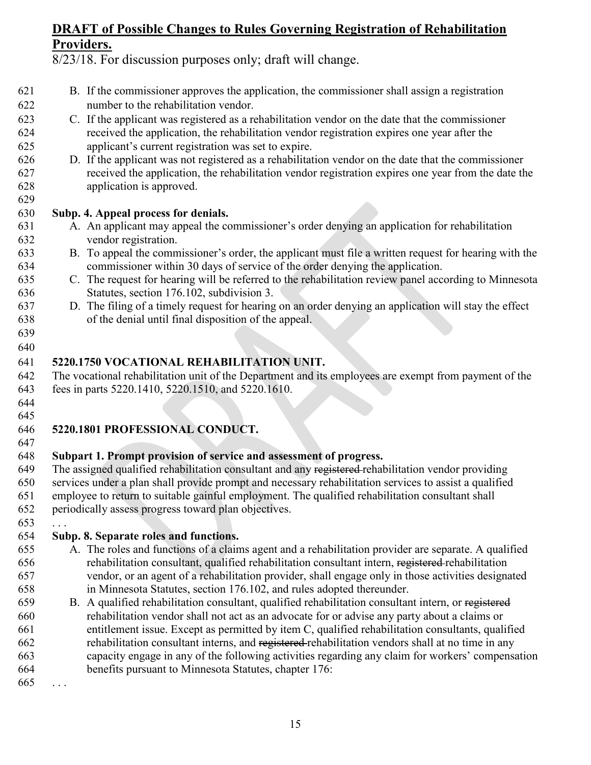B. If the commissioner approves the application, the commissioner shall assign a registration number to the rehabilitation vendor.

C. If the applicant was registered as a rehabilitation vendor on the date that the commissioner received the application, the rehabilitation vendor registration expires one year after the applicant's current registration was set to expire.

D. If the applicant was not registered as a rehabilitation vendor on the date that the commissioner received the application, the rehabilitation vendor registration expires one year from the date the application is approved.

**Subp. 4. Appeal process for denials.**

A. An applicant may appeal the commissioner's order denying an application for rehabilitation vendor registration.

B. To appeal the commissioner's order, the applicant must file a written request for hearing with the commissioner within 30 days of service of the order denying the application.

C. The request for hearing will be referred to the rehabilitation review panel according to Minnesota Statutes, section 176.102, subdivision 3.

D. The filing of a timely request for hearing on an order denying an application will stay the effect of the denial until final disposition of the appeal.

**5220.1750 VOCATIONAL REHABILITATION UNIT.**

The vocational rehabilitation unit of the Department and its employees are exempt from payment of the fees in parts 5220.1410, 5220.1510, and 5220.1610.

**5220.1801 PROFESSIONAL CONDUCT.**

**Subpart 1. Prompt provision of service and assessment of progress.**

The assigned qualified rehabilitation consultant and any ~~registered~~ rehabilitation vendor providing services under a plan shall provide prompt and necessary rehabilitation services to assist a qualified employee to return to suitable gainful employment. The qualified rehabilitation consultant shall periodically assess progress toward plan objectives.

. . .

**Subp. 8. Separate roles and functions.**

A. The roles and functions of a claims agent and a rehabilitation provider are separate. A qualified rehabilitation consultant, qualified rehabilitation consultant intern, ~~registered~~ rehabilitation vendor, or an agent of a rehabilitation provider, shall engage only in those activities designated in Minnesota Statutes, section 176.102, and rules adopted thereunder.

B. A qualified rehabilitation consultant, qualified rehabilitation consultant intern, or ~~registered~~ rehabilitation vendor shall not act as an advocate for or advise any party about a claims or entitlement issue. Except as permitted by item C, qualified rehabilitation consultants, qualified rehabilitation consultant interns, and ~~registered~~ rehabilitation vendors shall at no time in any capacity engage in any of the following activities regarding any claim for workers' compensation benefits pursuant to Minnesota Statutes, chapter 176:

. . .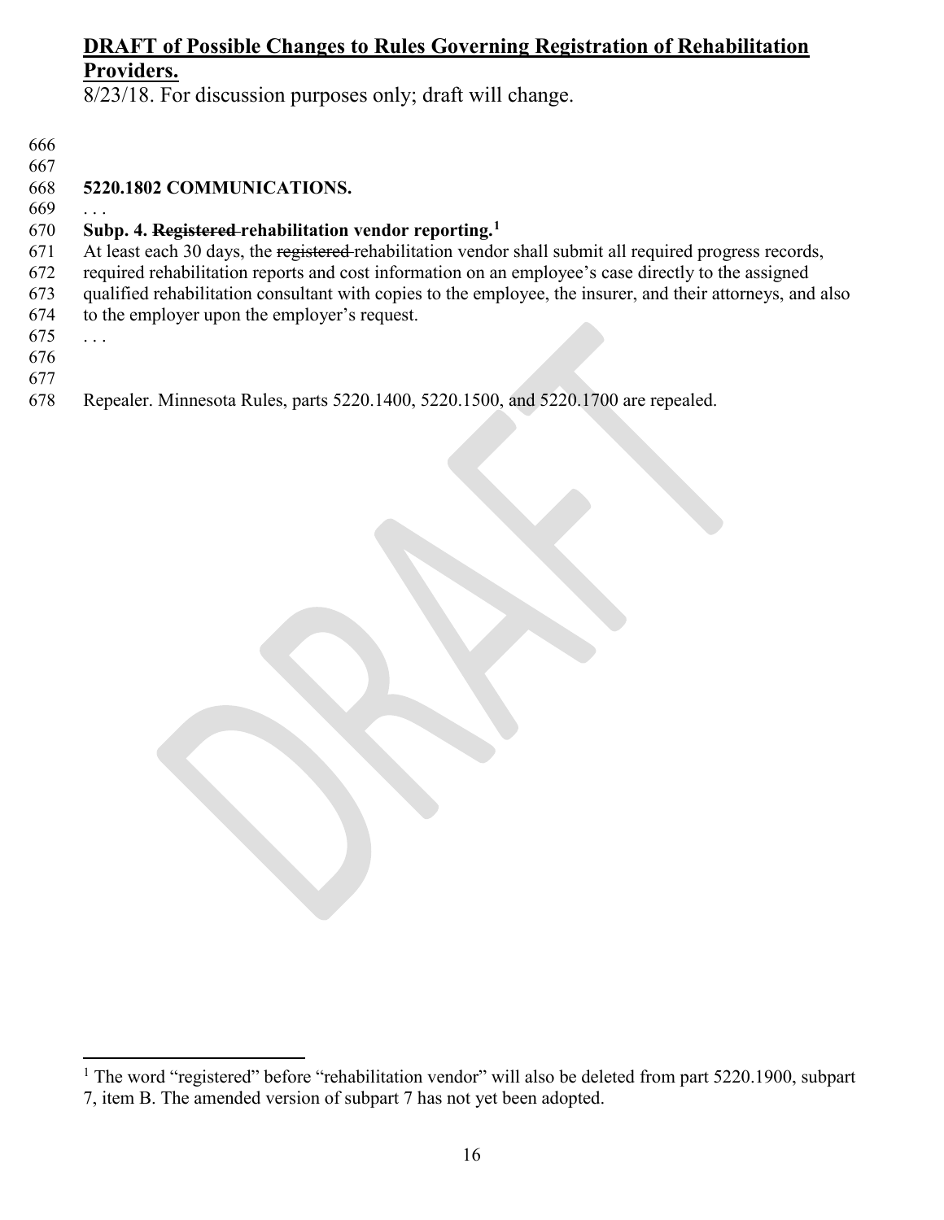**DRAFT of Possible Changes to Rules Governing Registration of Rehabilitation Providers.**

8/23/18. For discussion purposes only; draft will change.

666

667

668 **5220.1802 COMMUNICATIONS.**

669 . . .

670 **Subp. 4. ~~Registered~~ rehabilitation vendor reporting.**[1]

671 At least each 30 days, the ~~registered~~ rehabilitation vendor shall submit all required progress records,
672 required rehabilitation reports and cost information on an employee's case directly to the assigned
673 qualified rehabilitation consultant with copies to the employee, the insurer, and their attorneys, and also
674 to the employer upon the employer's request.

675 . . .

676

677

678 Repealer. Minnesota Rules, parts 5220.1400, 5220.1500, and 5220.1700 are repealed.

---

[1] The word "registered" before "rehabilitation vendor" will also be deleted from part 5220.1900, subpart 7, item B. The amended version of subpart 7 has not yet been adopted.